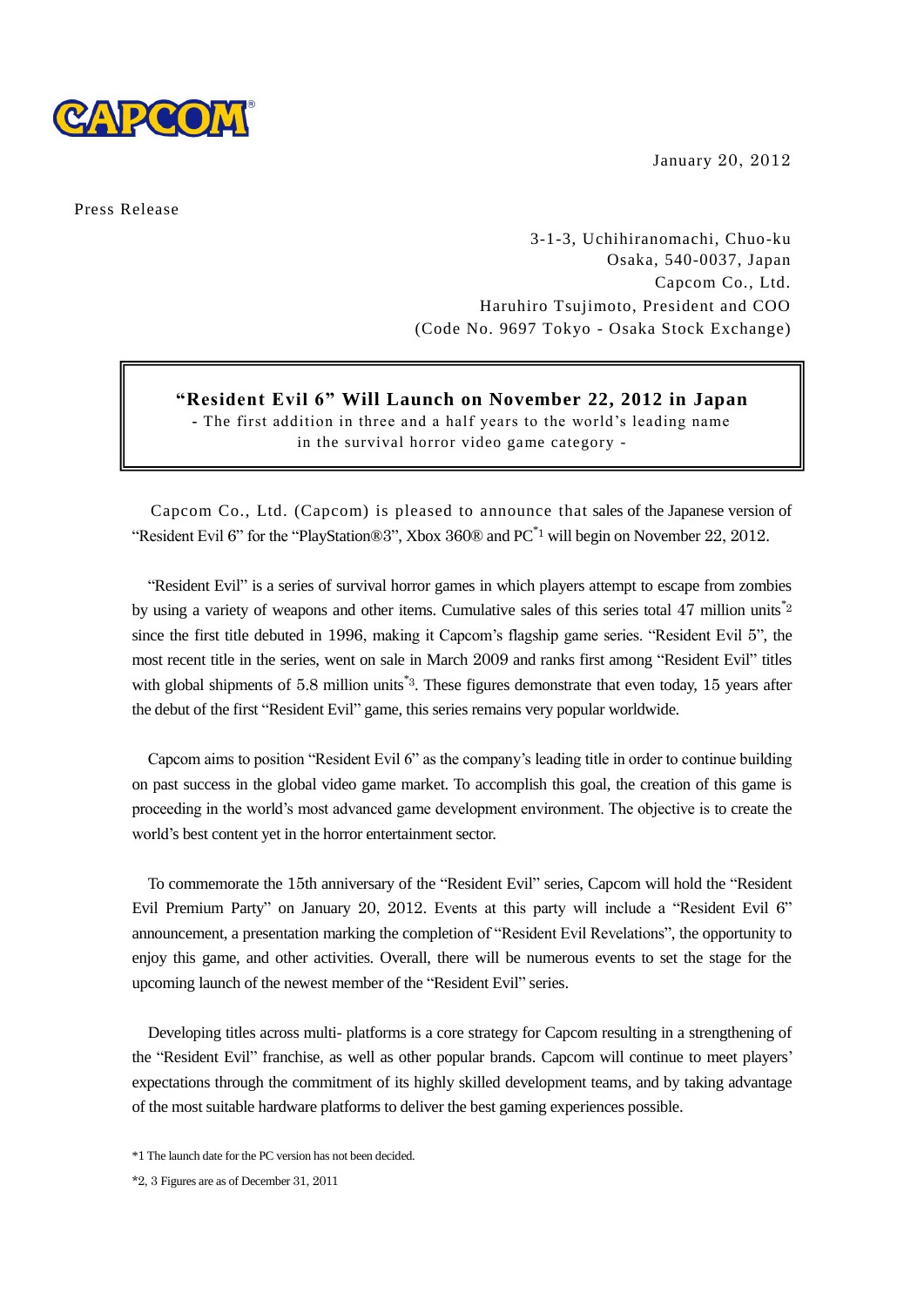CAPCOM

January 20, 2012

Press Release

3-1-3, Uchihiranomachi, Chuo-ku
Osaka, 540-0037, Japan
Capcom Co., Ltd.
Haruhiro Tsujimoto, President and COO
(Code No. 9697 Tokyo - Osaka Stock Exchange)

# "Resident Evil 6" Will Launch on November 22, 2012 in Japan

- The first addition in three and a half years to the world's leading name in the survival horror video game category -

Capcom Co., Ltd. (Capcom) is pleased to announce that sales of the Japanese version of "Resident Evil 6" for the "PlayStation®3", Xbox 360® and PC*1 will begin on November 22, 2012.

"Resident Evil" is a series of survival horror games in which players attempt to escape from zombies by using a variety of weapons and other items. Cumulative sales of this series total 47 million units*2 since the first title debuted in 1996, making it Capcom's flagship game series. "Resident Evil 5", the most recent title in the series, went on sale in March 2009 and ranks first among "Resident Evil" titles with global shipments of 5.8 million units*3. These figures demonstrate that even today, 15 years after the debut of the first "Resident Evil" game, this series remains very popular worldwide.

Capcom aims to position "Resident Evil 6" as the company's leading title in order to continue building on past success in the global video game market. To accomplish this goal, the creation of this game is proceeding in the world's most advanced game development environment. The objective is to create the world's best content yet in the horror entertainment sector.

To commemorate the 15th anniversary of the "Resident Evil" series, Capcom will hold the "Resident Evil Premium Party" on January 20, 2012. Events at this party will include a "Resident Evil 6" announcement, a presentation marking the completion of "Resident Evil Revelations", the opportunity to enjoy this game, and other activities. Overall, there will be numerous events to set the stage for the upcoming launch of the newest member of the "Resident Evil" series.

Developing titles across multi- platforms is a core strategy for Capcom resulting in a strengthening of the "Resident Evil" franchise, as well as other popular brands. Capcom will continue to meet players' expectations through the commitment of its highly skilled development teams, and by taking advantage of the most suitable hardware platforms to deliver the best gaming experiences possible.

*1 The launch date for the PC version has not been decided.

*2, 3 Figures are as of December 31, 2011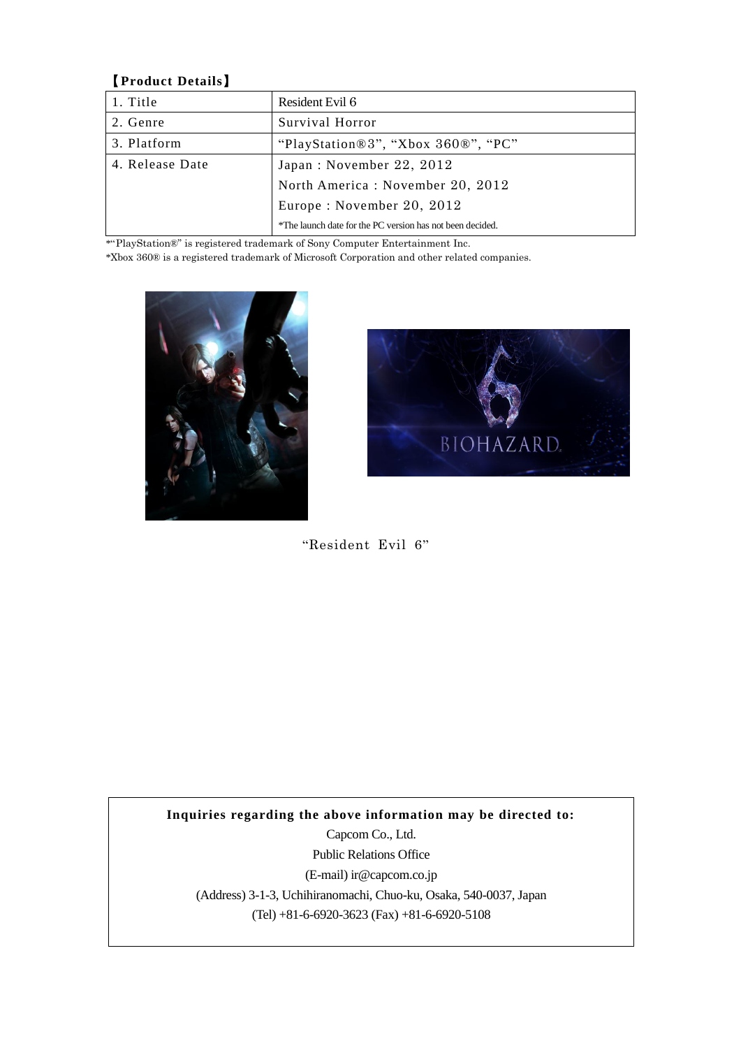【Product Details】

| | |
|---|---|
| 1. Title | Resident Evil 6 |
| 2. Genre | Survival Horror |
| 3. Platform | "PlayStation®3", "Xbox 360®", "PC" |
| 4. Release Date | Japan : November 22, 2012<br>North America : November 20, 2012<br>Europe : November 20, 2012<br>*The launch date for the PC version has not been decided. |

*"PlayStation®" is registered trademark of Sony Computer Entertainment Inc.

*Xbox 360® is a registered trademark of Microsoft Corporation and other related companies.

"Resident Evil 6"

**Inquiries regarding the above information may be directed to:**

Capcom Co., Ltd.

Public Relations Office

(E-mail) ir@capcom.co.jp

(Address) 3-1-3, Uchihiranomachi, Chuo-ku, Osaka, 540-0037, Japan

(Tel) +81-6-6920-3623 (Fax) +81-6-6920-5108